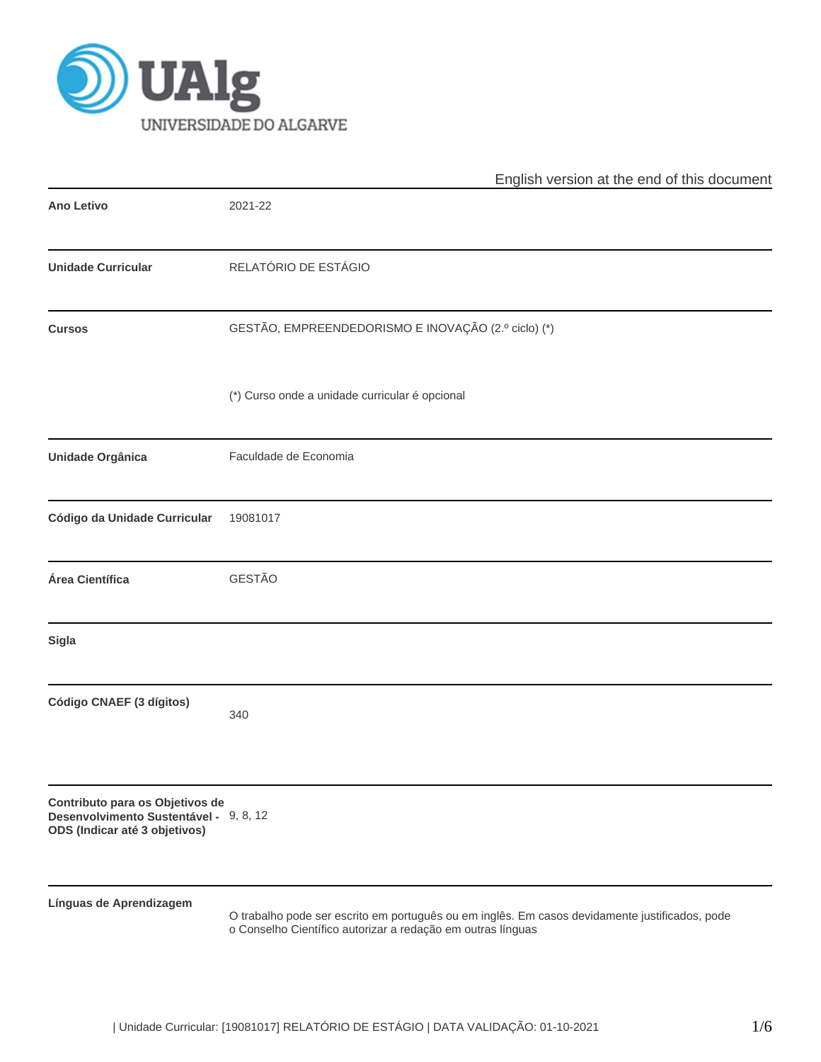UNIVERSIDADE DO ALGARVE

English version at the end of this document

| | |
|---|---|
| **Ano Letivo** | 2021-22 |
| **Unidade Curricular** | RELATÓRIO DE ESTÁGIO |
| **Cursos** | GESTÃO, EMPREENDEDORISMO E INOVAÇÃO (2.º ciclo) (*)<br><br>(*) Curso onde a unidade curricular é opcional |
| **Unidade Orgânica** | Faculdade de Economia |
| **Código da Unidade Curricular** | 19081017 |
| **Área Científica** | GESTÃO |
| **Sigla** | |
| **Código CNAEF (3 dígitos)** | 340 |
| **Contributo para os Objetivos de Desenvolvimento Sustentável - ODS (Indicar até 3 objetivos)** | 9, 8, 12 |
| **Línguas de Aprendizagem** | O trabalho pode ser escrito em português ou em inglês. Em casos devidamente justificados, pode o Conselho Científico autorizar a redação em outras línguas |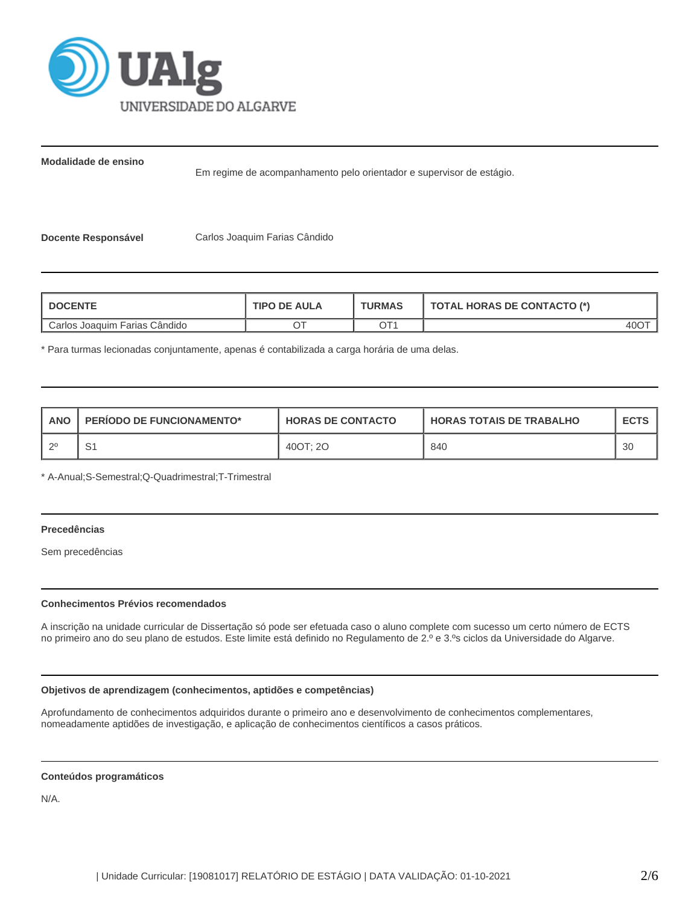**Modalidade de ensino**

Em regime de acompanhamento pelo orientador e supervisor de estágio.

**Docente Responsável** Carlos Joaquim Farias Cândido

| DOCENTE | TIPO DE AULA | TURMAS | TOTAL HORAS DE CONTACTO (*) |
|---|---|---|---|
| Carlos Joaquim Farias Cândido | OT | OT1 | 40OT |

* Para turmas lecionadas conjuntamente, apenas é contabilizada a carga horária de uma delas.

| ANO | PERÍODO DE FUNCIONAMENTO* | HORAS DE CONTACTO | HORAS TOTAIS DE TRABALHO | ECTS |
|---|---|---|---|---|
| 2º | S1 | 40OT; 2O | 840 | 30 |

* A-Anual;S-Semestral;Q-Quadrimestral;T-Trimestral

**Precedências**

Sem precedências

**Conhecimentos Prévios recomendados**

A inscrição na unidade curricular de Dissertação só pode ser efetuada caso o aluno complete com sucesso um certo número de ECTS no primeiro ano do seu plano de estudos. Este limite está definido no Regulamento de 2.º e 3.ºs ciclos da Universidade do Algarve.

**Objetivos de aprendizagem (conhecimentos, aptidões e competências)**

Aprofundamento de conhecimentos adquiridos durante o primeiro ano e desenvolvimento de conhecimentos complementares, nomeadamente aptidões de investigação, e aplicação de conhecimentos científicos a casos práticos.

**Conteúdos programáticos**

N/A.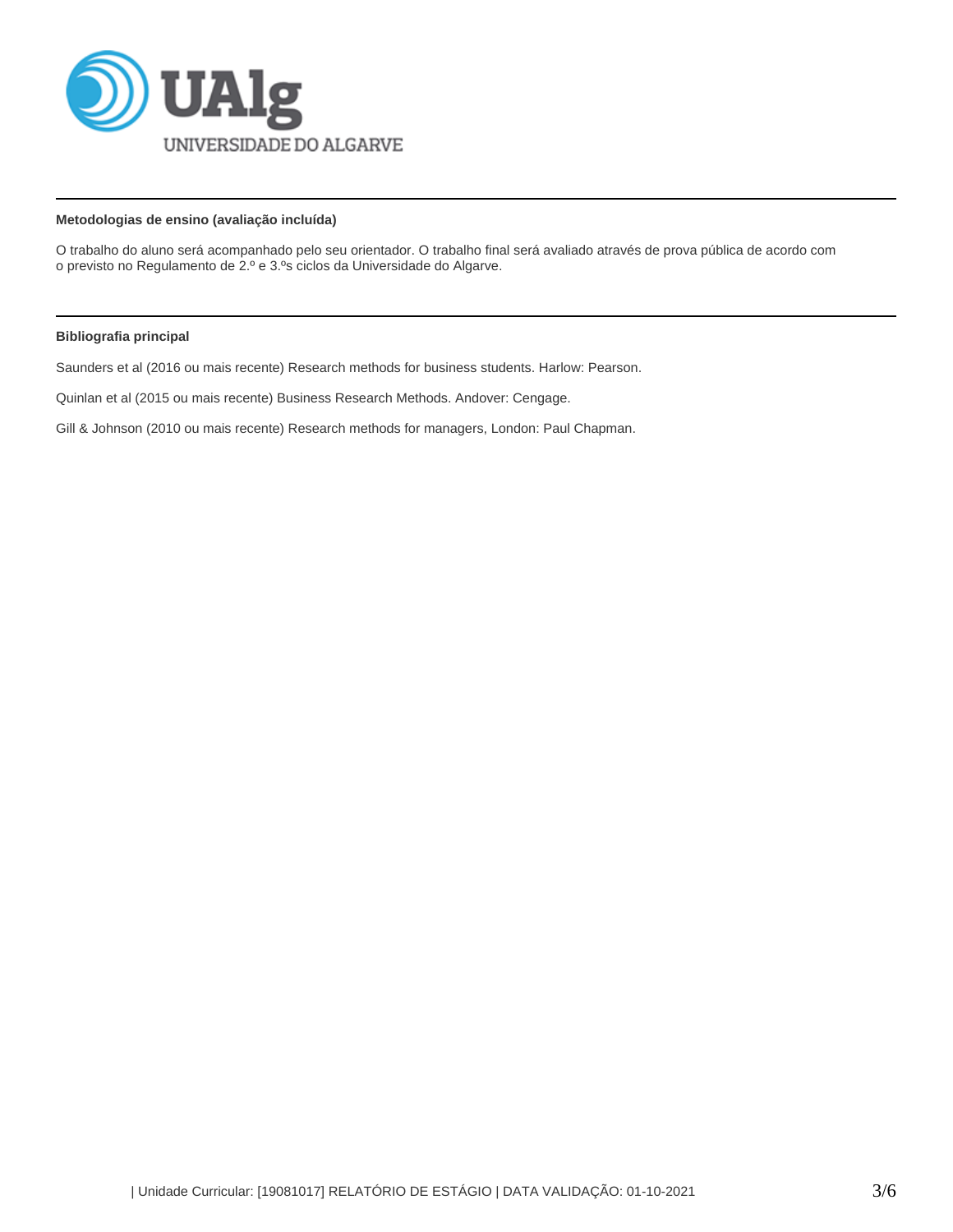**Metodologias de ensino (avaliação incluída)**

O trabalho do aluno será acompanhado pelo seu orientador. O trabalho final será avaliado através de prova pública de acordo com o previsto no Regulamento de 2.º e 3.ºs ciclos da Universidade do Algarve.

**Bibliografia principal**

Saunders et al (2016 ou mais recente) Research methods for business students. Harlow: Pearson.

Quinlan et al (2015 ou mais recente) Business Research Methods. Andover: Cengage.

Gill & Johnson (2010 ou mais recente) Research methods for managers, London: Paul Chapman.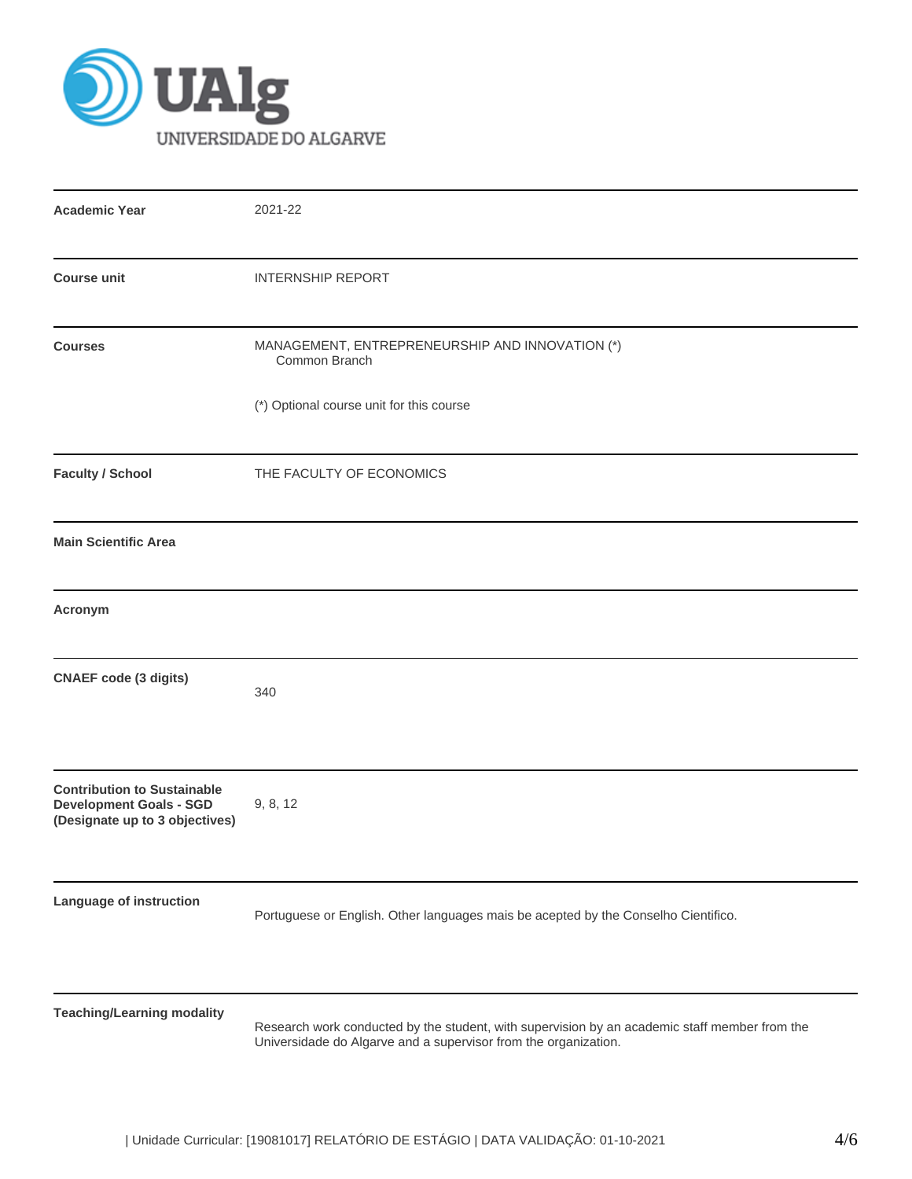UAlg UNIVERSIDADE DO ALGARVE

| | |
|---|---|
| **Academic Year** | 2021-22 |
| **Course unit** | INTERNSHIP REPORT |
| **Courses** | MANAGEMENT, ENTREPRENEURSHIP AND INNOVATION (*)<br>Common Branch<br><br>(*) Optional course unit for this course |
| **Faculty / School** | THE FACULTY OF ECONOMICS |
| **Main Scientific Area** | |
| **Acronym** | |
| **CNAEF code (3 digits)** | 340 |
| **Contribution to Sustainable Development Goals - SGD (Designate up to 3 objectives)** | 9, 8, 12 |
| **Language of instruction** | Portuguese or English. Other languages mais be acepted by the Conselho Cientifico. |
| **Teaching/Learning modality** | Research work conducted by the student, with supervision by an academic staff member from the Universidade do Algarve and a supervisor from the organization. |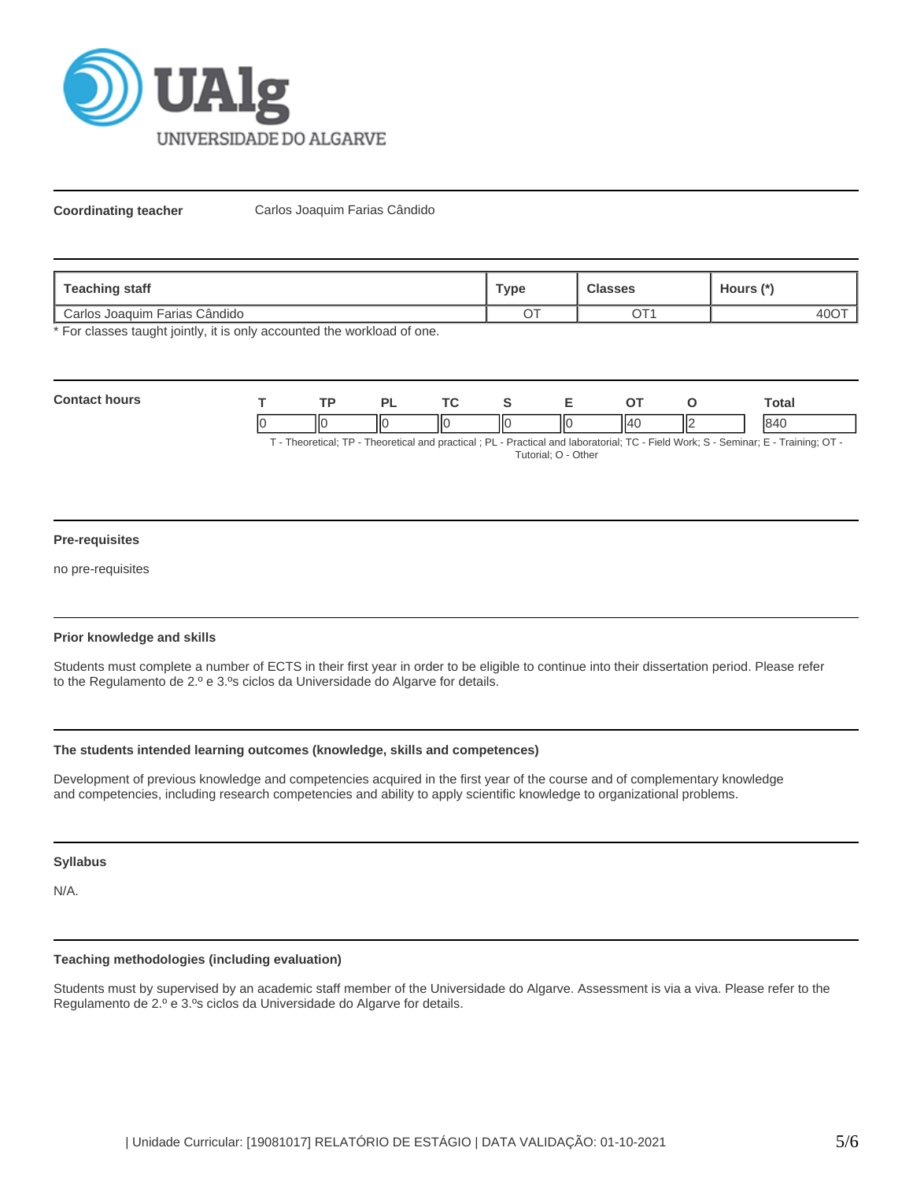**Coordinating teacher** Carlos Joaquim Farias Cândido

| Teaching staff | Type | Classes | Hours (*) |
|---|---|---|---|
| Carlos Joaquim Farias Cândido | OT | OT1 | 40OT |

* For classes taught jointly, it is only accounted the workload of one.

**Contact hours**

| T | TP | PL | TC | S | E | OT | O | Total |
|---|---|---|---|---|---|---|---|---|
| 0 | 0 | 0 | 0 | 0 | 0 | 40 | 2 | 840 |

T - Theoretical; TP - Theoretical and practical ; PL - Practical and laboratorial; TC - Field Work; S - Seminar; E - Training; OT - Tutorial; O - Other

### Pre-requisites

no pre-requisites

### Prior knowledge and skills

Students must complete a number of ECTS in their first year in order to be eligible to continue into their dissertation period. Please refer to the Regulamento de 2.º e 3.ºs ciclos da Universidade do Algarve for details.

### The students intended learning outcomes (knowledge, skills and competences)

Development of previous knowledge and competencies acquired in the first year of the course and of complementary knowledge and competencies, including research competencies and ability to apply scientific knowledge to organizational problems.

### Syllabus

N/A.

### Teaching methodologies (including evaluation)

Students must by supervised by an academic staff member of the Universidade do Algarve. Assessment is via a viva. Please refer to the Regulamento de 2.º e 3.ºs ciclos da Universidade do Algarve for details.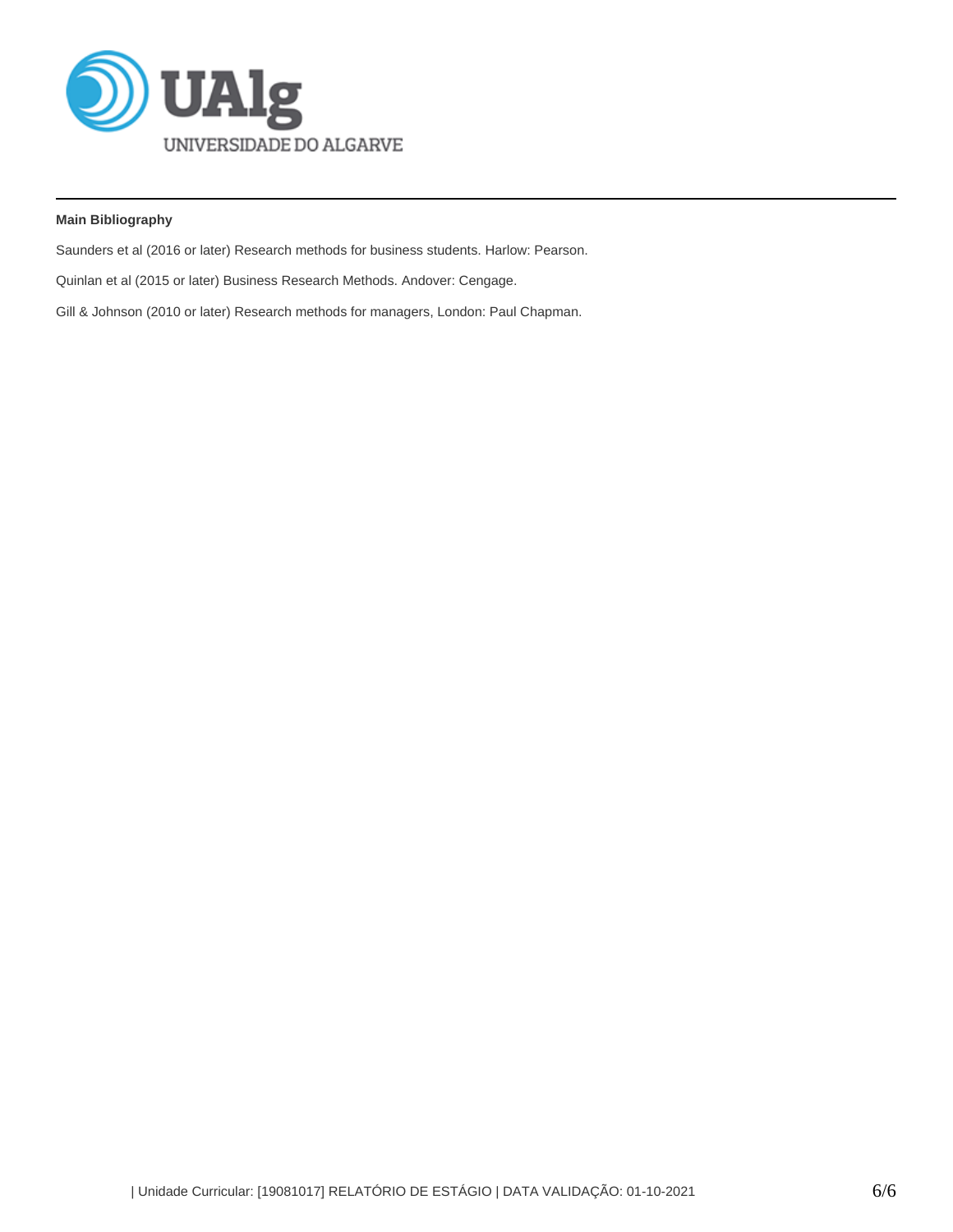**Main Bibliography**

Saunders et al (2016 or later) Research methods for business students. Harlow: Pearson.

Quinlan et al (2015 or later) Business Research Methods. Andover: Cengage.

Gill & Johnson (2010 or later) Research methods for managers, London: Paul Chapman.